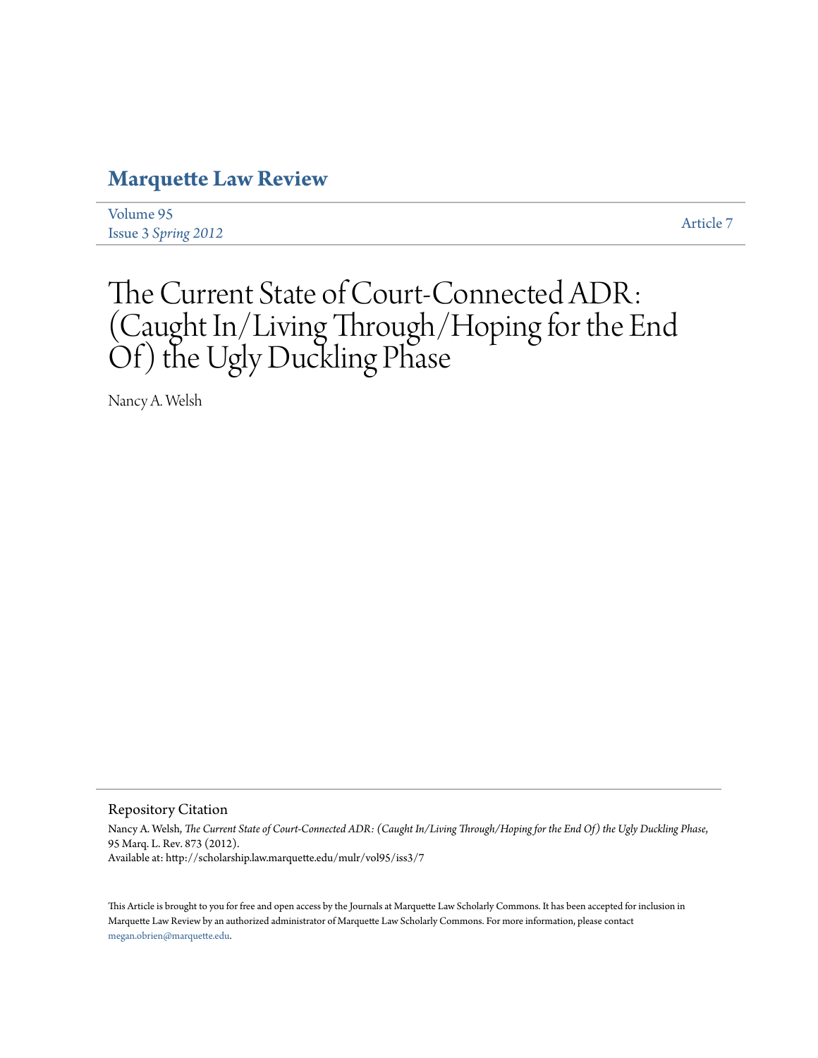# Marquette Law Review

Volume 95
Issue 3 *Spring 2012*

Article 7

# The Current State of Court-Connected ADR: (Caught In/Living Through/Hoping for the End Of) the Ugly Duckling Phase

Nancy A. Welsh

## Repository Citation

Nancy A. Welsh, *The Current State of Court-Connected ADR: (Caught In/Living Through/Hoping for the End Of) the Ugly Duckling Phase*, 95 Marq. L. Rev. 873 (2012).
Available at: http://scholarship.law.marquette.edu/mulr/vol95/iss3/7

This Article is brought to you for free and open access by the Journals at Marquette Law Scholarly Commons. It has been accepted for inclusion in Marquette Law Review by an authorized administrator of Marquette Law Scholarly Commons. For more information, please contact megan.obrien@marquette.edu.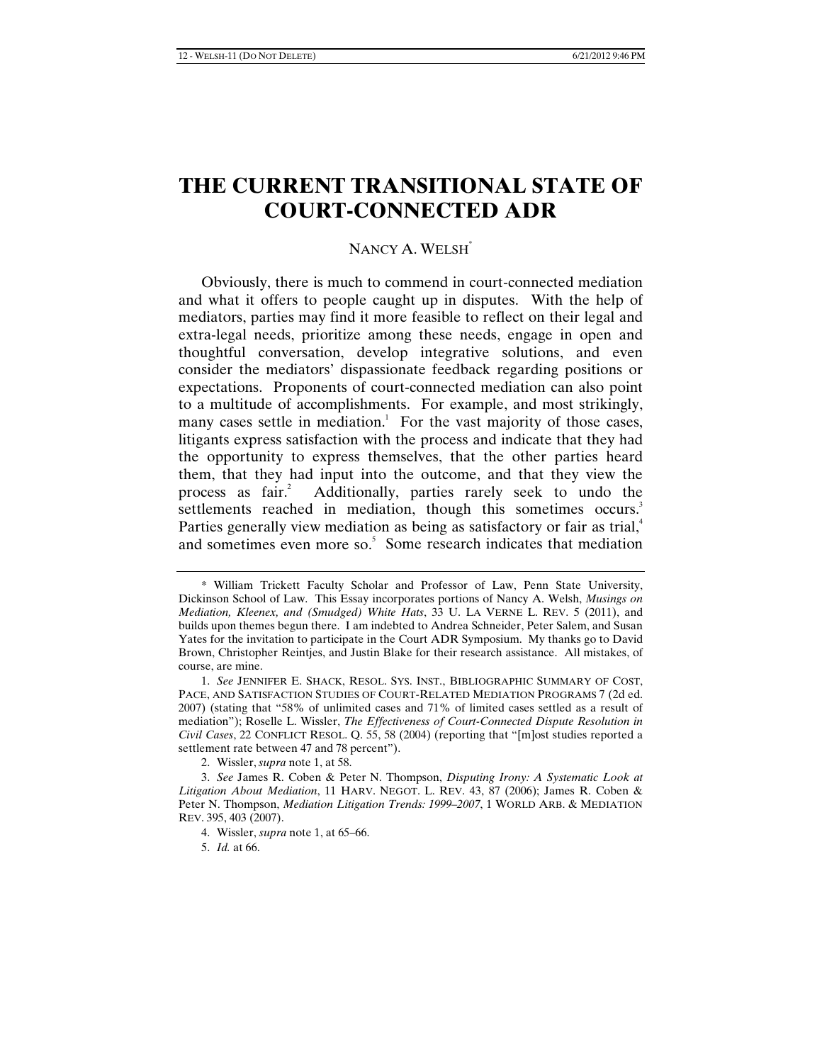# THE CURRENT TRANSITIONAL STATE OF COURT-CONNECTED ADR

NANCY A. WELSH[*]

Obviously, there is much to commend in court-connected mediation and what it offers to people caught up in disputes. With the help of mediators, parties may find it more feasible to reflect on their legal and extra-legal needs, prioritize among these needs, engage in open and thoughtful conversation, develop integrative solutions, and even consider the mediators' dispassionate feedback regarding positions or expectations. Proponents of court-connected mediation can also point to a multitude of accomplishments. For example, and most strikingly, many cases settle in mediation.[1] For the vast majority of those cases, litigants express satisfaction with the process and indicate that they had the opportunity to express themselves, that the other parties heard them, that they had input into the outcome, and that they view the process as fair.[2] Additionally, parties rarely seek to undo the settlements reached in mediation, though this sometimes occurs.[3] Parties generally view mediation as being as satisfactory or fair as trial,[4] and sometimes even more so.[5] Some research indicates that mediation

---

\* William Trickett Faculty Scholar and Professor of Law, Penn State University, Dickinson School of Law. This Essay incorporates portions of Nancy A. Welsh, *Musings on Mediation, Kleenex, and (Smudged) White Hats*, 33 U. LA VERNE L. REV. 5 (2011), and builds upon themes begun there. I am indebted to Andrea Schneider, Peter Salem, and Susan Yates for the invitation to participate in the Court ADR Symposium. My thanks go to David Brown, Christopher Reintjes, and Justin Blake for their research assistance. All mistakes, of course, are mine.

1. *See* JENNIFER E. SHACK, RESOL. SYS. INST., BIBLIOGRAPHIC SUMMARY OF COST, PACE, AND SATISFACTION STUDIES OF COURT-RELATED MEDIATION PROGRAMS 7 (2d ed. 2007) (stating that "58% of unlimited cases and 71% of limited cases settled as a result of mediation"); Roselle L. Wissler, *The Effectiveness of Court-Connected Dispute Resolution in Civil Cases*, 22 CONFLICT RESOL. Q. 55, 58 (2004) (reporting that "[m]ost studies reported a settlement rate between 47 and 78 percent").

2. Wissler, *supra* note 1, at 58.

3. *See* James R. Coben & Peter N. Thompson, *Disputing Irony: A Systematic Look at Litigation About Mediation*, 11 HARV. NEGOT. L. REV. 43, 87 (2006); James R. Coben & Peter N. Thompson, *Mediation Litigation Trends: 1999–2007*, 1 WORLD ARB. & MEDIATION REV. 395, 403 (2007).

4. Wissler, *supra* note 1, at 65–66.

5. *Id.* at 66.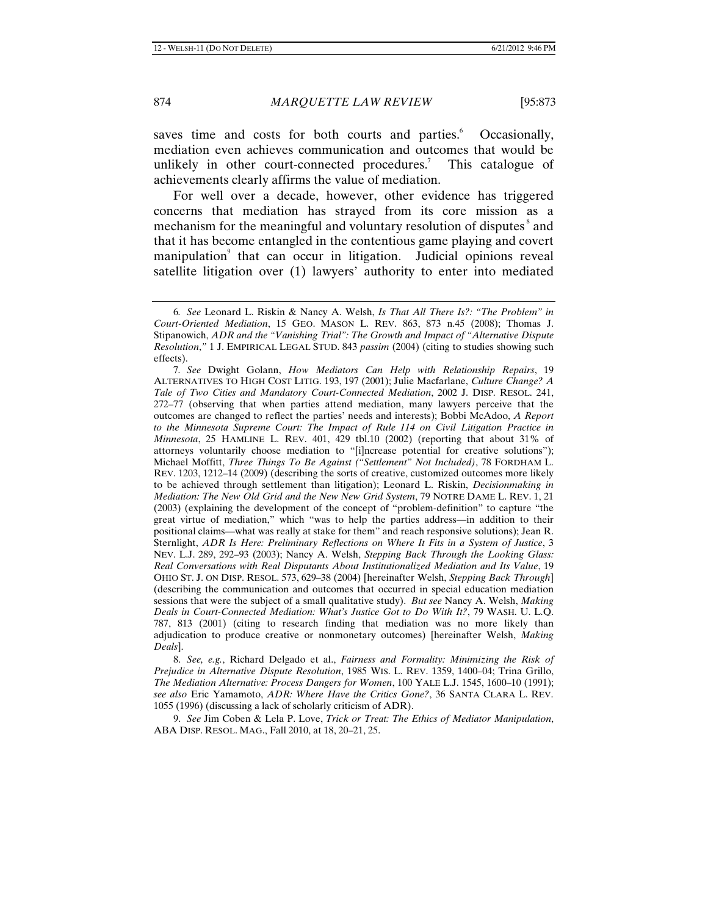saves time and costs for both courts and parties.[6] Occasionally, mediation even achieves communication and outcomes that would be unlikely in other court-connected procedures.[7] This catalogue of achievements clearly affirms the value of mediation.

For well over a decade, however, other evidence has triggered concerns that mediation has strayed from its core mission as a mechanism for the meaningful and voluntary resolution of disputes[8] and that it has become entangled in the contentious game playing and covert manipulation[9] that can occur in litigation. Judicial opinions reveal satellite litigation over (1) lawyers' authority to enter into mediated

---

6. *See* Leonard L. Riskin & Nancy A. Welsh, *Is That All There Is?: "The Problem" in Court-Oriented Mediation*, 15 GEO. MASON L. REV. 863, 873 n.45 (2008); Thomas J. Stipanowich, *ADR and the "Vanishing Trial": The Growth and Impact of "Alternative Dispute Resolution*,*"* 1 J. EMPIRICAL LEGAL STUD. 843 *passim* (2004) (citing to studies showing such effects).

7. *See* Dwight Golann, *How Mediators Can Help with Relationship Repairs*, 19 ALTERNATIVES TO HIGH COST LITIG. 193, 197 (2001); Julie Macfarlane, *Culture Change? A Tale of Two Cities and Mandatory Court-Connected Mediation*, 2002 J. DISP. RESOL. 241, 272–77 (observing that when parties attend mediation, many lawyers perceive that the outcomes are changed to reflect the parties' needs and interests); Bobbi McAdoo, *A Report to the Minnesota Supreme Court: The Impact of Rule 114 on Civil Litigation Practice in Minnesota*, 25 HAMLINE L. REV. 401, 429 tbl.10 (2002) (reporting that about 31% of attorneys voluntarily choose mediation to "[i]ncrease potential for creative solutions"); Michael Moffitt, *Three Things To Be Against ("Settlement" Not Included)*, 78 FORDHAM L. REV. 1203, 1212–14 (2009) (describing the sorts of creative, customized outcomes more likely to be achieved through settlement than litigation); Leonard L. Riskin, *Decisionmaking in Mediation: The New Old Grid and the New New Grid System*, 79 NOTRE DAME L. REV. 1, 21 (2003) (explaining the development of the concept of "problem-definition" to capture "the great virtue of mediation," which "was to help the parties address—in addition to their positional claims—what was really at stake for them" and reach responsive solutions); Jean R. Sternlight, *ADR Is Here: Preliminary Reflections on Where It Fits in a System of Justice*, 3 NEV. L.J. 289, 292–93 (2003); Nancy A. Welsh, *Stepping Back Through the Looking Glass: Real Conversations with Real Disputants About Institutionalized Mediation and Its Value*, 19 OHIO ST. J. ON DISP. RESOL. 573, 629–38 (2004) [hereinafter Welsh, *Stepping Back Through*] (describing the communication and outcomes that occurred in special education mediation sessions that were the subject of a small qualitative study). *But see* Nancy A. Welsh, *Making Deals in Court-Connected Mediation: What's Justice Got to Do With It?*, 79 WASH. U. L.Q. 787, 813 (2001) (citing to research finding that mediation was no more likely than adjudication to produce creative or nonmonetary outcomes) [hereinafter Welsh, *Making Deals*].

8. *See, e.g.*, Richard Delgado et al., *Fairness and Formality: Minimizing the Risk of Prejudice in Alternative Dispute Resolution*, 1985 WIS. L. REV. 1359, 1400–04; Trina Grillo, *The Mediation Alternative: Process Dangers for Women*, 100 YALE L.J. 1545, 1600–10 (1991); *see also* Eric Yamamoto, *ADR: Where Have the Critics Gone?*, 36 SANTA CLARA L. REV. 1055 (1996) (discussing a lack of scholarly criticism of ADR).

9. *See* Jim Coben & Lela P. Love, *Trick or Treat: The Ethics of Mediator Manipulation*, ABA DISP. RESOL. MAG., Fall 2010, at 18, 20–21, 25.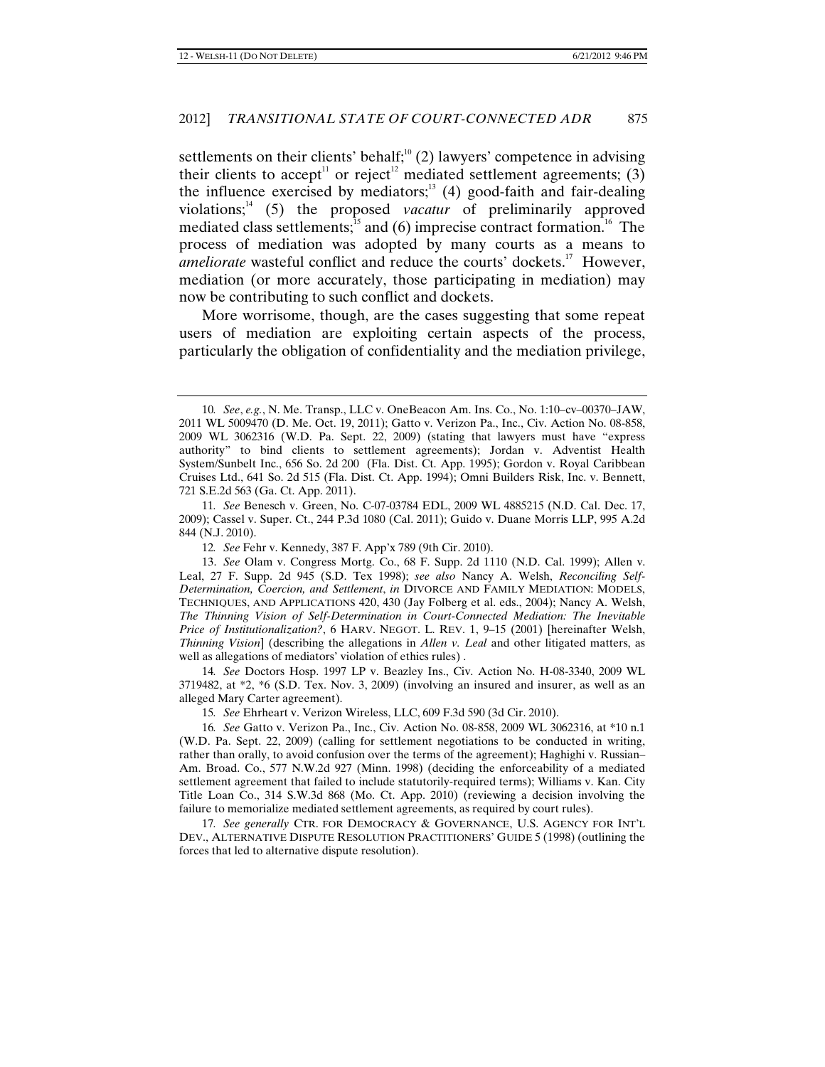settlements on their clients' behalf;[10] (2) lawyers' competence in advising their clients to accept[11] or reject[12] mediated settlement agreements; (3) the influence exercised by mediators;[13] (4) good-faith and fair-dealing violations;[14] (5) the proposed *vacatur* of preliminarily approved mediated class settlements;[15] and (6) imprecise contract formation.[16] The process of mediation was adopted by many courts as a means to *ameliorate* wasteful conflict and reduce the courts' dockets.[17] However, mediation (or more accurately, those participating in mediation) may now be contributing to such conflict and dockets.

More worrisome, though, are the cases suggesting that some repeat users of mediation are exploiting certain aspects of the process, particularly the obligation of confidentiality and the mediation privilege,

---

10. *See*, *e.g.*, N. Me. Transp., LLC v. OneBeacon Am. Ins. Co., No. 1:10–cv–00370–JAW, 2011 WL 5009470 (D. Me. Oct. 19, 2011); Gatto v. Verizon Pa., Inc., Civ. Action No. 08-858, 2009 WL 3062316 (W.D. Pa. Sept. 22, 2009) (stating that lawyers must have "express authority" to bind clients to settlement agreements); Jordan v. Adventist Health System/Sunbelt Inc., 656 So. 2d 200 (Fla. Dist. Ct. App. 1995); Gordon v. Royal Caribbean Cruises Ltd., 641 So. 2d 515 (Fla. Dist. Ct. App. 1994); Omni Builders Risk, Inc. v. Bennett, 721 S.E.2d 563 (Ga. Ct. App. 2011).

11. *See* Benesch v. Green, No. C-07-03784 EDL, 2009 WL 4885215 (N.D. Cal. Dec. 17, 2009); Cassel v. Super. Ct., 244 P.3d 1080 (Cal. 2011); Guido v. Duane Morris LLP, 995 A.2d 844 (N.J. 2010).

12. *See* Fehr v. Kennedy, 387 F. App'x 789 (9th Cir. 2010).

13. *See* Olam v. Congress Mortg. Co., 68 F. Supp. 2d 1110 (N.D. Cal. 1999); Allen v. Leal, 27 F. Supp. 2d 945 (S.D. Tex 1998); *see also* Nancy A. Welsh, *Reconciling Self-Determination, Coercion, and Settlement*, *in* DIVORCE AND FAMILY MEDIATION: MODELS, TECHNIQUES, AND APPLICATIONS 420, 430 (Jay Folberg et al. eds., 2004); Nancy A. Welsh, *The Thinning Vision of Self-Determination in Court-Connected Mediation: The Inevitable Price of Institutionalization?*, 6 HARV. NEGOT. L. REV. 1, 9–15 (2001) [hereinafter Welsh, *Thinning Vision*] (describing the allegations in *Allen v. Leal* and other litigated matters, as well as allegations of mediators' violation of ethics rules) .

14. *See* Doctors Hosp. 1997 LP v. Beazley Ins., Civ. Action No. H-08-3340, 2009 WL 3719482, at *2, *6 (S.D. Tex. Nov. 3, 2009) (involving an insured and insurer, as well as an alleged Mary Carter agreement).

15. *See* Ehrheart v. Verizon Wireless, LLC, 609 F.3d 590 (3d Cir. 2010).

16. *See* Gatto v. Verizon Pa., Inc., Civ. Action No. 08-858, 2009 WL 3062316, at *10 n.1 (W.D. Pa. Sept. 22, 2009) (calling for settlement negotiations to be conducted in writing, rather than orally, to avoid confusion over the terms of the agreement); Haghighi v. Russian–Am. Broad. Co., 577 N.W.2d 927 (Minn. 1998) (deciding the enforceability of a mediated settlement agreement that failed to include statutorily-required terms); Williams v. Kan. City Title Loan Co., 314 S.W.3d 868 (Mo. Ct. App. 2010) (reviewing a decision involving the failure to memorialize mediated settlement agreements, as required by court rules).

17. *See generally* CTR. FOR DEMOCRACY & GOVERNANCE, U.S. AGENCY FOR INT'L DEV., ALTERNATIVE DISPUTE RESOLUTION PRACTITIONERS' GUIDE 5 (1998) (outlining the forces that led to alternative dispute resolution).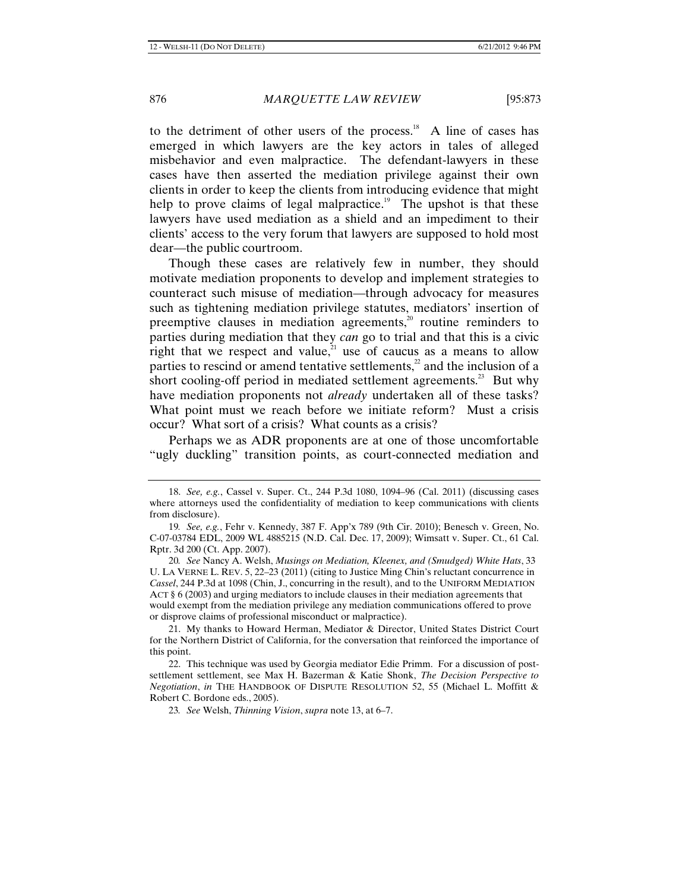to the detriment of other users of the process.[18] A line of cases has emerged in which lawyers are the key actors in tales of alleged misbehavior and even malpractice. The defendant-lawyers in these cases have then asserted the mediation privilege against their own clients in order to keep the clients from introducing evidence that might help to prove claims of legal malpractice.[19] The upshot is that these lawyers have used mediation as a shield and an impediment to their clients' access to the very forum that lawyers are supposed to hold most dear—the public courtroom.

Though these cases are relatively few in number, they should motivate mediation proponents to develop and implement strategies to counteract such misuse of mediation—through advocacy for measures such as tightening mediation privilege statutes, mediators' insertion of preemptive clauses in mediation agreements,[20] routine reminders to parties during mediation that they *can* go to trial and that this is a civic right that we respect and value,[21] use of caucus as a means to allow parties to rescind or amend tentative settlements,[22] and the inclusion of a short cooling-off period in mediated settlement agreements.[23] But why have mediation proponents not *already* undertaken all of these tasks? What point must we reach before we initiate reform? Must a crisis occur? What sort of a crisis? What counts as a crisis?

Perhaps we as ADR proponents are at one of those uncomfortable "ugly duckling" transition points, as court-connected mediation and

---

18. *See, e.g.*, Cassel v. Super. Ct., 244 P.3d 1080, 1094–96 (Cal. 2011) (discussing cases where attorneys used the confidentiality of mediation to keep communications with clients from disclosure).

19. *See, e.g.*, Fehr v. Kennedy, 387 F. App'x 789 (9th Cir. 2010); Benesch v. Green, No. C-07-03784 EDL, 2009 WL 4885215 (N.D. Cal. Dec. 17, 2009); Wimsatt v. Super. Ct., 61 Cal. Rptr. 3d 200 (Ct. App. 2007).

20. *See* Nancy A. Welsh, *Musings on Mediation, Kleenex, and (Smudged) White Hats*, 33 U. LA VERNE L. REV. 5, 22–23 (2011) (citing to Justice Ming Chin's reluctant concurrence in *Cassel*, 244 P.3d at 1098 (Chin, J., concurring in the result), and to the UNIFORM MEDIATION ACT § 6 (2003) and urging mediators to include clauses in their mediation agreements that would exempt from the mediation privilege any mediation communications offered to prove or disprove claims of professional misconduct or malpractice).

21. My thanks to Howard Herman, Mediator & Director, United States District Court for the Northern District of California, for the conversation that reinforced the importance of this point.

22. This technique was used by Georgia mediator Edie Primm. For a discussion of post-settlement settlement, see Max H. Bazerman & Katie Shonk, *The Decision Perspective to Negotiation*, *in* THE HANDBOOK OF DISPUTE RESOLUTION 52, 55 (Michael L. Moffitt & Robert C. Bordone eds., 2005).

23. *See* Welsh, *Thinning Vision*, *supra* note 13, at 6–7.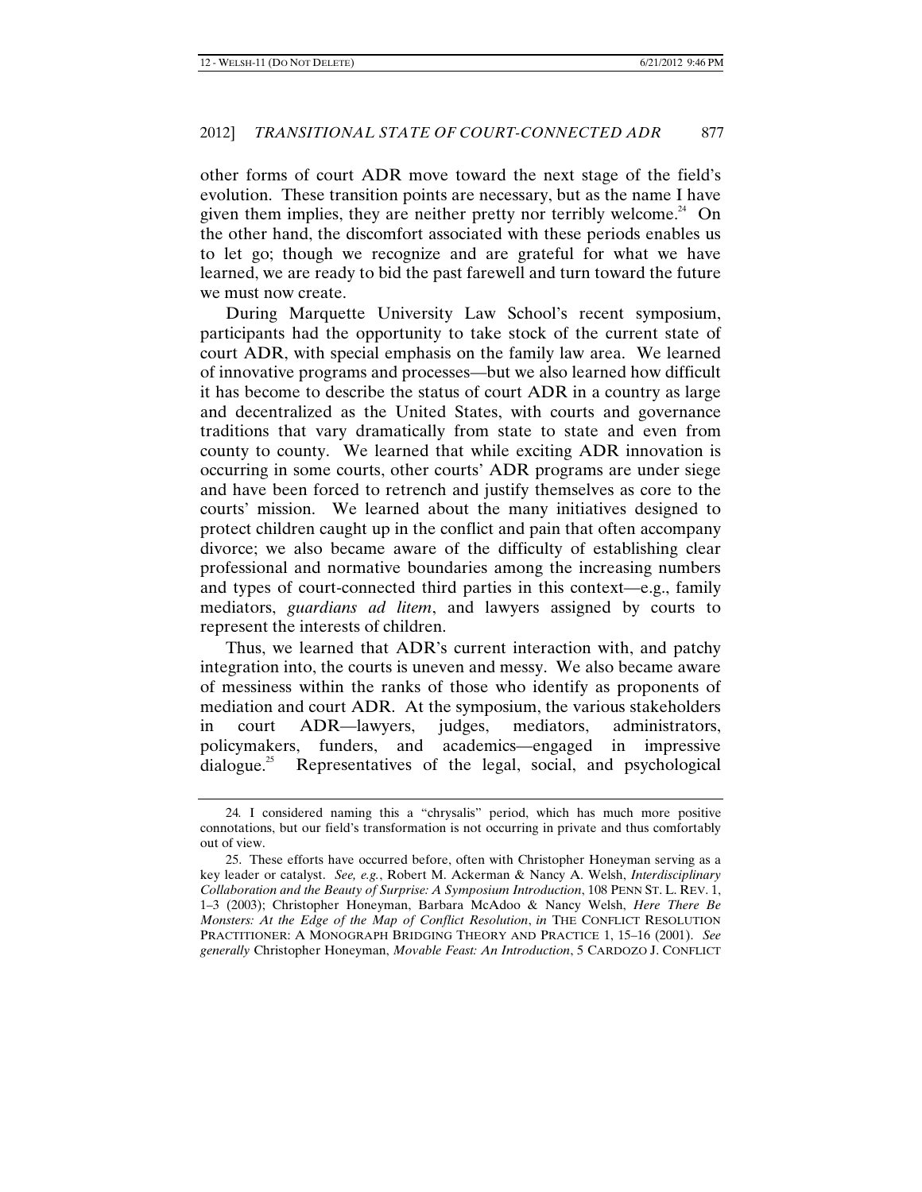other forms of court ADR move toward the next stage of the field's evolution. These transition points are necessary, but as the name I have given them implies, they are neither pretty nor terribly welcome.[24] On the other hand, the discomfort associated with these periods enables us to let go; though we recognize and are grateful for what we have learned, we are ready to bid the past farewell and turn toward the future we must now create.

During Marquette University Law School's recent symposium, participants had the opportunity to take stock of the current state of court ADR, with special emphasis on the family law area. We learned of innovative programs and processes—but we also learned how difficult it has become to describe the status of court ADR in a country as large and decentralized as the United States, with courts and governance traditions that vary dramatically from state to state and even from county to county. We learned that while exciting ADR innovation is occurring in some courts, other courts' ADR programs are under siege and have been forced to retrench and justify themselves as core to the courts' mission. We learned about the many initiatives designed to protect children caught up in the conflict and pain that often accompany divorce; we also became aware of the difficulty of establishing clear professional and normative boundaries among the increasing numbers and types of court-connected third parties in this context—e.g., family mediators, *guardians ad litem*, and lawyers assigned by courts to represent the interests of children.

Thus, we learned that ADR's current interaction with, and patchy integration into, the courts is uneven and messy. We also became aware of messiness within the ranks of those who identify as proponents of mediation and court ADR. At the symposium, the various stakeholders in court ADR—lawyers, judges, mediators, administrators, policymakers, funders, and academics—engaged in impressive dialogue.[25] Representatives of the legal, social, and psychological

---

24. I considered naming this a "chrysalis" period, which has much more positive connotations, but our field's transformation is not occurring in private and thus comfortably out of view.

25. These efforts have occurred before, often with Christopher Honeyman serving as a key leader or catalyst. *See, e.g.*, Robert M. Ackerman & Nancy A. Welsh, *Interdisciplinary Collaboration and the Beauty of Surprise: A Symposium Introduction*, 108 PENN ST. L. REV. 1, 1–3 (2003); Christopher Honeyman, Barbara McAdoo & Nancy Welsh, *Here There Be Monsters: At the Edge of the Map of Conflict Resolution*, *in* THE CONFLICT RESOLUTION PRACTITIONER: A MONOGRAPH BRIDGING THEORY AND PRACTICE 1, 15–16 (2001). *See generally* Christopher Honeyman, *Movable Feast: An Introduction*, 5 CARDOZO J. CONFLICT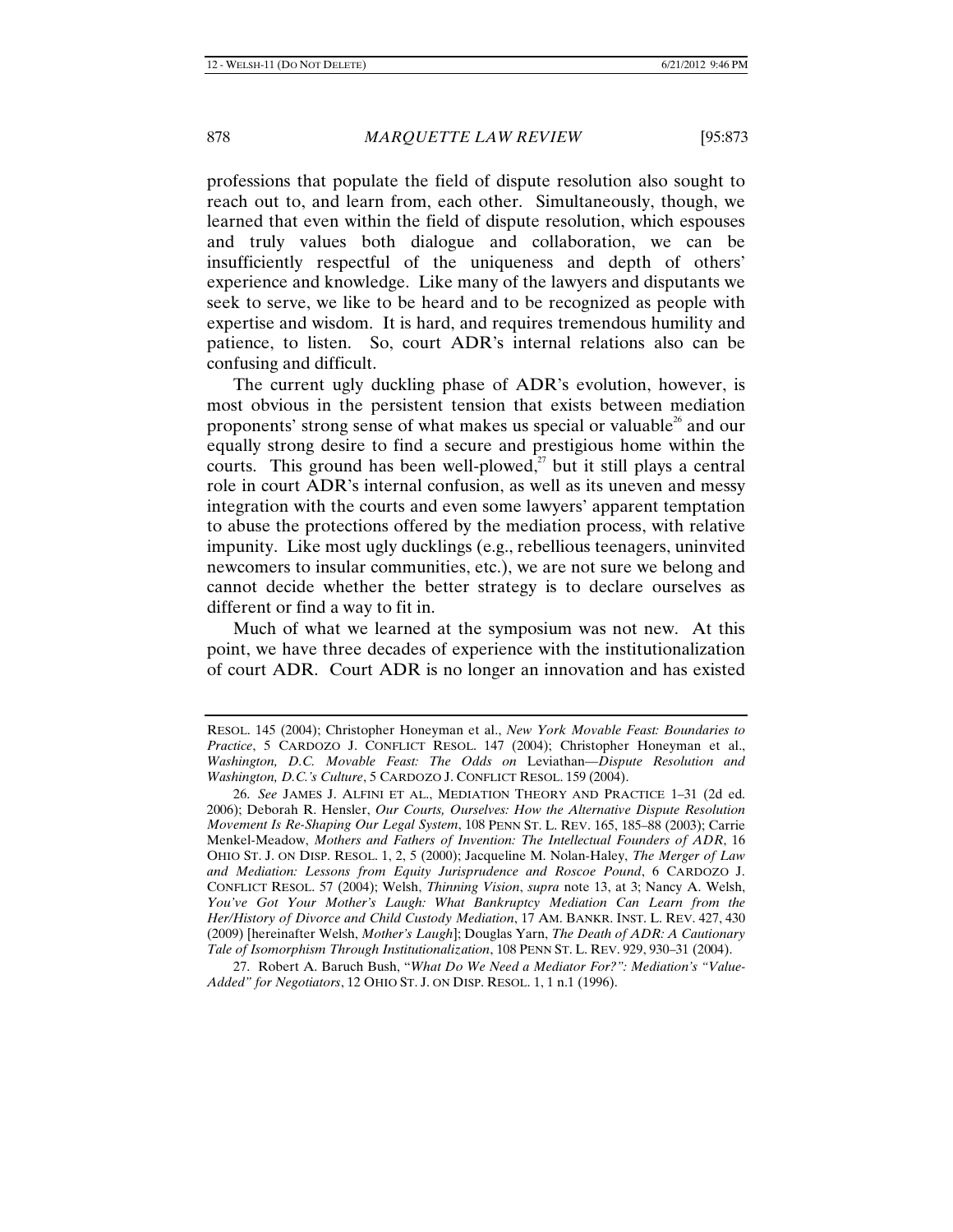professions that populate the field of dispute resolution also sought to reach out to, and learn from, each other. Simultaneously, though, we learned that even within the field of dispute resolution, which espouses and truly values both dialogue and collaboration, we can be insufficiently respectful of the uniqueness and depth of others' experience and knowledge. Like many of the lawyers and disputants we seek to serve, we like to be heard and to be recognized as people with expertise and wisdom. It is hard, and requires tremendous humility and patience, to listen. So, court ADR's internal relations also can be confusing and difficult.

The current ugly duckling phase of ADR's evolution, however, is most obvious in the persistent tension that exists between mediation proponents' strong sense of what makes us special or valuable[26] and our equally strong desire to find a secure and prestigious home within the courts. This ground has been well-plowed,[27] but it still plays a central role in court ADR's internal confusion, as well as its uneven and messy integration with the courts and even some lawyers' apparent temptation to abuse the protections offered by the mediation process, with relative impunity. Like most ugly ducklings (e.g., rebellious teenagers, uninvited newcomers to insular communities, etc.), we are not sure we belong and cannot decide whether the better strategy is to declare ourselves as different or find a way to fit in.

Much of what we learned at the symposium was not new. At this point, we have three decades of experience with the institutionalization of court ADR. Court ADR is no longer an innovation and has existed

---

RESOL. 145 (2004); Christopher Honeyman et al., *New York Movable Feast: Boundaries to Practice*, 5 CARDOZO J. CONFLICT RESOL. 147 (2004); Christopher Honeyman et al., *Washington, D.C. Movable Feast: The Odds on* Leviathan—*Dispute Resolution and Washington, D.C.'s Culture*, 5 CARDOZO J. CONFLICT RESOL. 159 (2004).

26. *See* JAMES J. ALFINI ET AL., MEDIATION THEORY AND PRACTICE 1–31 (2d ed. 2006); Deborah R. Hensler, *Our Courts, Ourselves: How the Alternative Dispute Resolution Movement Is Re-Shaping Our Legal System*, 108 PENN ST. L. REV. 165, 185–88 (2003); Carrie Menkel-Meadow, *Mothers and Fathers of Invention: The Intellectual Founders of ADR*, 16 OHIO ST. J. ON DISP. RESOL. 1, 2, 5 (2000); Jacqueline M. Nolan-Haley, *The Merger of Law and Mediation: Lessons from Equity Jurisprudence and Roscoe Pound*, 6 CARDOZO J. CONFLICT RESOL. 57 (2004); Welsh, *Thinning Vision*, *supra* note 13, at 3; Nancy A. Welsh, *You've Got Your Mother's Laugh: What Bankruptcy Mediation Can Learn from the Her/History of Divorce and Child Custody Mediation*, 17 AM. BANKR. INST. L. REV. 427, 430 (2009) [hereinafter Welsh, *Mother's Laugh*]; Douglas Yarn, *The Death of ADR: A Cautionary Tale of Isomorphism Through Institutionalization*, 108 PENN ST. L. REV. 929, 930–31 (2004).

27. Robert A. Baruch Bush, "*What Do We Need a Mediator For?": Mediation's "Value-Added" for Negotiators*, 12 OHIO ST. J. ON DISP. RESOL. 1, 1 n.1 (1996).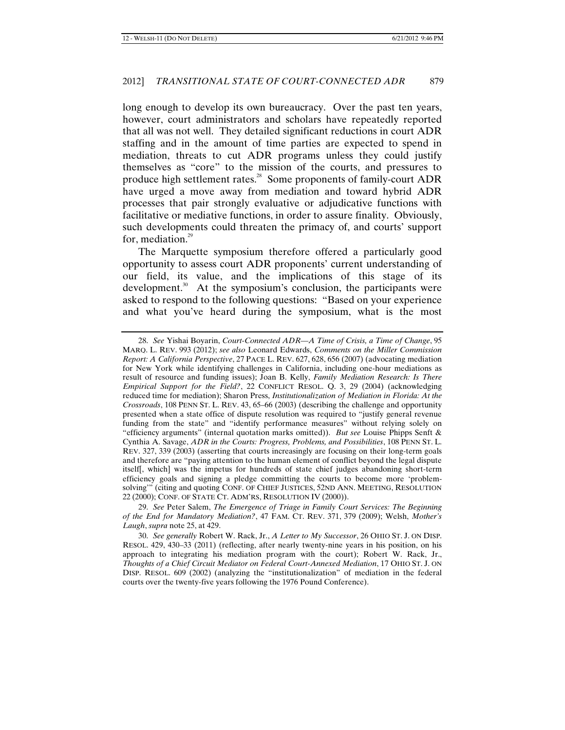long enough to develop its own bureaucracy. Over the past ten years, however, court administrators and scholars have repeatedly reported that all was not well. They detailed significant reductions in court ADR staffing and in the amount of time parties are expected to spend in mediation, threats to cut ADR programs unless they could justify themselves as "core" to the mission of the courts, and pressures to produce high settlement rates.[28] Some proponents of family-court ADR have urged a move away from mediation and toward hybrid ADR processes that pair strongly evaluative or adjudicative functions with facilitative or mediative functions, in order to assure finality. Obviously, such developments could threaten the primacy of, and courts' support for, mediation.[29]

The Marquette symposium therefore offered a particularly good opportunity to assess court ADR proponents' current understanding of our field, its value, and the implications of this stage of its development.[30] At the symposium's conclusion, the participants were asked to respond to the following questions: "Based on your experience and what you've heard during the symposium, what is the most

---

28. *See* Yishai Boyarin, *Court-Connected ADR—A Time of Crisis, a Time of Change*, 95 MARQ. L. REV. 993 (2012); *see also* Leonard Edwards, *Comments on the Miller Commission Report: A California Perspective*, 27 PACE L. REV. 627, 628, 656 (2007) (advocating mediation for New York while identifying challenges in California, including one-hour mediations as result of resource and funding issues); Joan B. Kelly, *Family Mediation Research: Is There Empirical Support for the Field?*, 22 CONFLICT RESOL. Q. 3, 29 (2004) (acknowledging reduced time for mediation); Sharon Press, *Institutionalization of Mediation in Florida: At the Crossroads*, 108 PENN ST. L. REV. 43, 65–66 (2003) (describing the challenge and opportunity presented when a state office of dispute resolution was required to "justify general revenue funding from the state" and "identify performance measures" without relying solely on "efficiency arguments" (internal quotation marks omitted)). *But see* Louise Phipps Senft & Cynthia A. Savage, *ADR in the Courts: Progress, Problems, and Possibilities*, 108 PENN ST. L. REV. 327, 339 (2003) (asserting that courts increasingly are focusing on their long-term goals and therefore are "paying attention to the human element of conflict beyond the legal dispute itself[, which] was the impetus for hundreds of state chief judges abandoning short-term efficiency goals and signing a pledge committing the courts to become more 'problem-solving'" (citing and quoting CONF. OF CHIEF JUSTICES, 52ND ANN. MEETING, RESOLUTION 22 (2000); CONF. OF STATE CT. ADM'RS, RESOLUTION IV (2000)).

29. *See* Peter Salem, *The Emergence of Triage in Family Court Services: The Beginning of the End for Mandatory Mediation?*, 47 FAM. CT. REV. 371, 379 (2009); Welsh, *Mother's Laugh*, *supra* note 25, at 429.

30. *See generally* Robert W. Rack, Jr., *A Letter to My Successor*, 26 OHIO ST. J. ON DISP. RESOL. 429, 430–33 (2011) (reflecting, after nearly twenty-nine years in his position, on his approach to integrating his mediation program with the court); Robert W. Rack, Jr., *Thoughts of a Chief Circuit Mediator on Federal Court-Annexed Mediation*, 17 OHIO ST. J. ON DISP. RESOL. 609 (2002) (analyzing the "institutionalization" of mediation in the federal courts over the twenty-five years following the 1976 Pound Conference).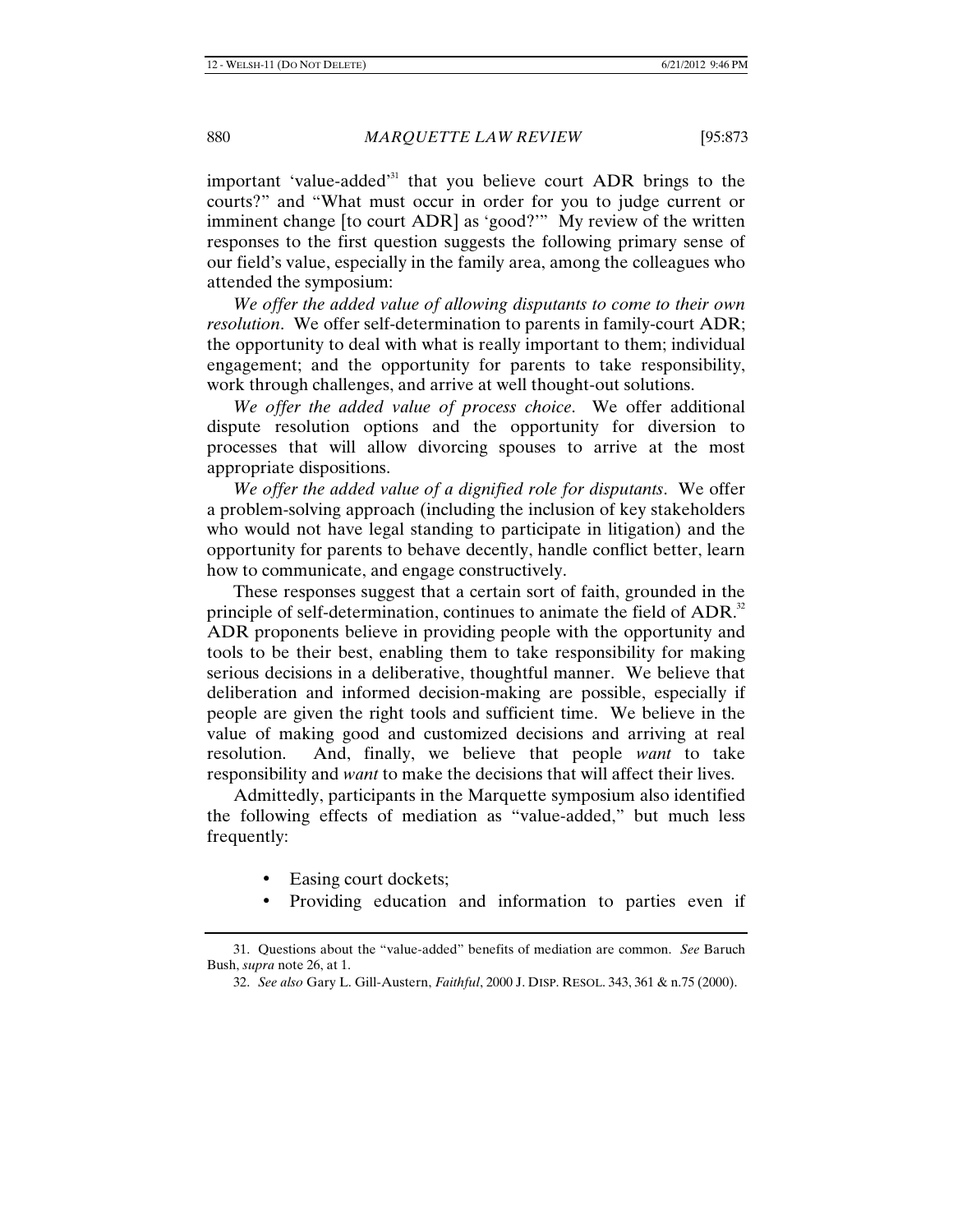important 'value-added'[31] that you believe court ADR brings to the courts?" and "What must occur in order for you to judge current or imminent change [to court ADR] as 'good?'" My review of the written responses to the first question suggests the following primary sense of our field's value, especially in the family area, among the colleagues who attended the symposium:

*We offer the added value of allowing disputants to come to their own resolution*. We offer self-determination to parents in family-court ADR; the opportunity to deal with what is really important to them; individual engagement; and the opportunity for parents to take responsibility, work through challenges, and arrive at well thought-out solutions.

*We offer the added value of process choice*. We offer additional dispute resolution options and the opportunity for diversion to processes that will allow divorcing spouses to arrive at the most appropriate dispositions.

*We offer the added value of a dignified role for disputants*. We offer a problem-solving approach (including the inclusion of key stakeholders who would not have legal standing to participate in litigation) and the opportunity for parents to behave decently, handle conflict better, learn how to communicate, and engage constructively.

These responses suggest that a certain sort of faith, grounded in the principle of self-determination, continues to animate the field of ADR.[32] ADR proponents believe in providing people with the opportunity and tools to be their best, enabling them to take responsibility for making serious decisions in a deliberative, thoughtful manner. We believe that deliberation and informed decision-making are possible, especially if people are given the right tools and sufficient time. We believe in the value of making good and customized decisions and arriving at real resolution. And, finally, we believe that people *want* to take responsibility and *want* to make the decisions that will affect their lives.

Admittedly, participants in the Marquette symposium also identified the following effects of mediation as "value-added," but much less frequently:

- Easing court dockets;
- Providing education and information to parties even if

---

31. Questions about the "value-added" benefits of mediation are common. *See* Baruch Bush, *supra* note 26, at 1.

32. *See also* Gary L. Gill-Austern, *Faithful*, 2000 J. DISP. RESOL. 343, 361 & n.75 (2000).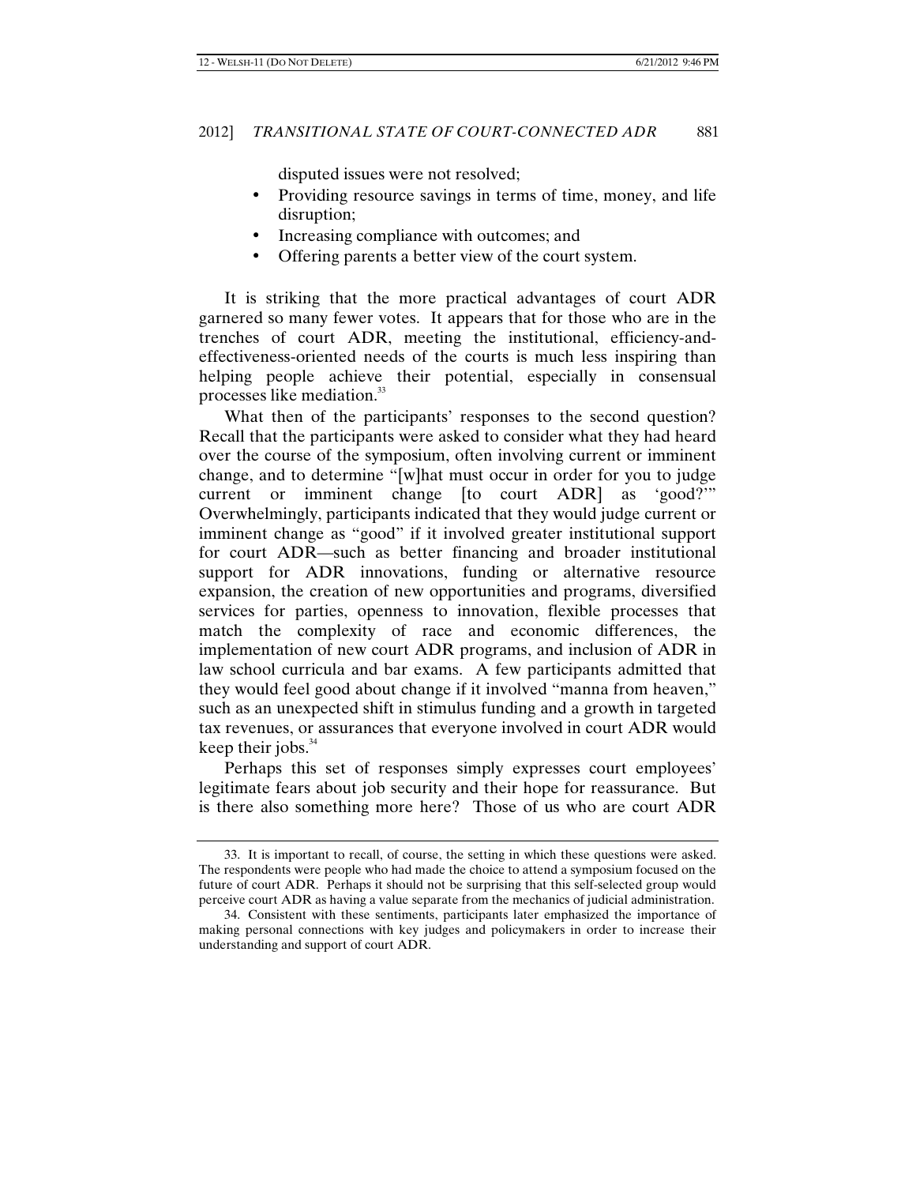disputed issues were not resolved;

- Providing resource savings in terms of time, money, and life disruption;
- Increasing compliance with outcomes; and
- Offering parents a better view of the court system.

It is striking that the more practical advantages of court ADR garnered so many fewer votes. It appears that for those who are in the trenches of court ADR, meeting the institutional, efficiency-and-effectiveness-oriented needs of the courts is much less inspiring than helping people achieve their potential, especially in consensual processes like mediation.[33]

What then of the participants' responses to the second question? Recall that the participants were asked to consider what they had heard over the course of the symposium, often involving current or imminent change, and to determine "[w]hat must occur in order for you to judge current or imminent change [to court ADR] as 'good?'" Overwhelmingly, participants indicated that they would judge current or imminent change as "good" if it involved greater institutional support for court ADR—such as better financing and broader institutional support for ADR innovations, funding or alternative resource expansion, the creation of new opportunities and programs, diversified services for parties, openness to innovation, flexible processes that match the complexity of race and economic differences, the implementation of new court ADR programs, and inclusion of ADR in law school curricula and bar exams. A few participants admitted that they would feel good about change if it involved "manna from heaven," such as an unexpected shift in stimulus funding and a growth in targeted tax revenues, or assurances that everyone involved in court ADR would keep their jobs.[34]

Perhaps this set of responses simply expresses court employees' legitimate fears about job security and their hope for reassurance. But is there also something more here? Those of us who are court ADR

---

33. It is important to recall, of course, the setting in which these questions were asked. The respondents were people who had made the choice to attend a symposium focused on the future of court ADR. Perhaps it should not be surprising that this self-selected group would perceive court ADR as having a value separate from the mechanics of judicial administration.

34. Consistent with these sentiments, participants later emphasized the importance of making personal connections with key judges and policymakers in order to increase their understanding and support of court ADR.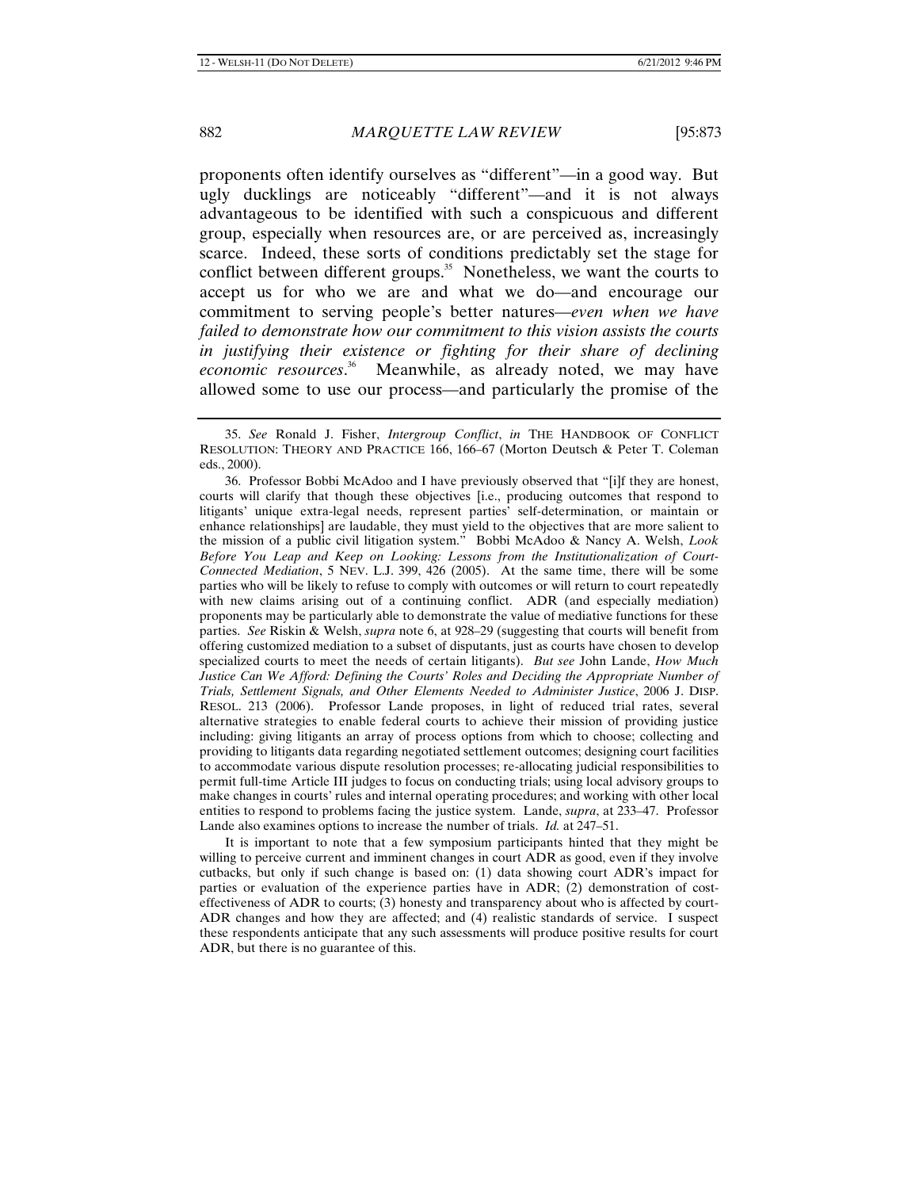proponents often identify ourselves as "different"—in a good way. But ugly ducklings are noticeably "different"—and it is not always advantageous to be identified with such a conspicuous and different group, especially when resources are, or are perceived as, increasingly scarce. Indeed, these sorts of conditions predictably set the stage for conflict between different groups.[35] Nonetheless, we want the courts to accept us for who we are and what we do—and encourage our commitment to serving people's better natures—*even when we have failed to demonstrate how our commitment to this vision assists the courts in justifying their existence or fighting for their share of declining economic resources*.[36] Meanwhile, as already noted, we may have allowed some to use our process—and particularly the promise of the

---

35. *See* Ronald J. Fisher, *Intergroup Conflict*, *in* THE HANDBOOK OF CONFLICT RESOLUTION: THEORY AND PRACTICE 166, 166–67 (Morton Deutsch & Peter T. Coleman eds., 2000).

36. Professor Bobbi McAdoo and I have previously observed that "[i]f they are honest, courts will clarify that though these objectives [i.e., producing outcomes that respond to litigants' unique extra-legal needs, represent parties' self-determination, or maintain or enhance relationships] are laudable, they must yield to the objectives that are more salient to the mission of a public civil litigation system." Bobbi McAdoo & Nancy A. Welsh, *Look Before You Leap and Keep on Looking: Lessons from the Institutionalization of Court-Connected Mediation*, 5 NEV. L.J. 399, 426 (2005). At the same time, there will be some parties who will be likely to refuse to comply with outcomes or will return to court repeatedly with new claims arising out of a continuing conflict. ADR (and especially mediation) proponents may be particularly able to demonstrate the value of mediative functions for these parties. *See* Riskin & Welsh, *supra* note 6, at 928–29 (suggesting that courts will benefit from offering customized mediation to a subset of disputants, just as courts have chosen to develop specialized courts to meet the needs of certain litigants). *But see* John Lande, *How Much Justice Can We Afford: Defining the Courts' Roles and Deciding the Appropriate Number of Trials, Settlement Signals, and Other Elements Needed to Administer Justice*, 2006 J. DISP. RESOL. 213 (2006). Professor Lande proposes, in light of reduced trial rates, several alternative strategies to enable federal courts to achieve their mission of providing justice including: giving litigants an array of process options from which to choose; collecting and providing to litigants data regarding negotiated settlement outcomes; designing court facilities to accommodate various dispute resolution processes; re-allocating judicial responsibilities to permit full-time Article III judges to focus on conducting trials; using local advisory groups to make changes in courts' rules and internal operating procedures; and working with other local entities to respond to problems facing the justice system. Lande, *supra*, at 233–47. Professor Lande also examines options to increase the number of trials. *Id.* at 247–51.

It is important to note that a few symposium participants hinted that they might be willing to perceive current and imminent changes in court ADR as good, even if they involve cutbacks, but only if such change is based on: (1) data showing court ADR's impact for parties or evaluation of the experience parties have in ADR; (2) demonstration of cost-effectiveness of ADR to courts; (3) honesty and transparency about who is affected by court-ADR changes and how they are affected; and (4) realistic standards of service. I suspect these respondents anticipate that any such assessments will produce positive results for court ADR, but there is no guarantee of this.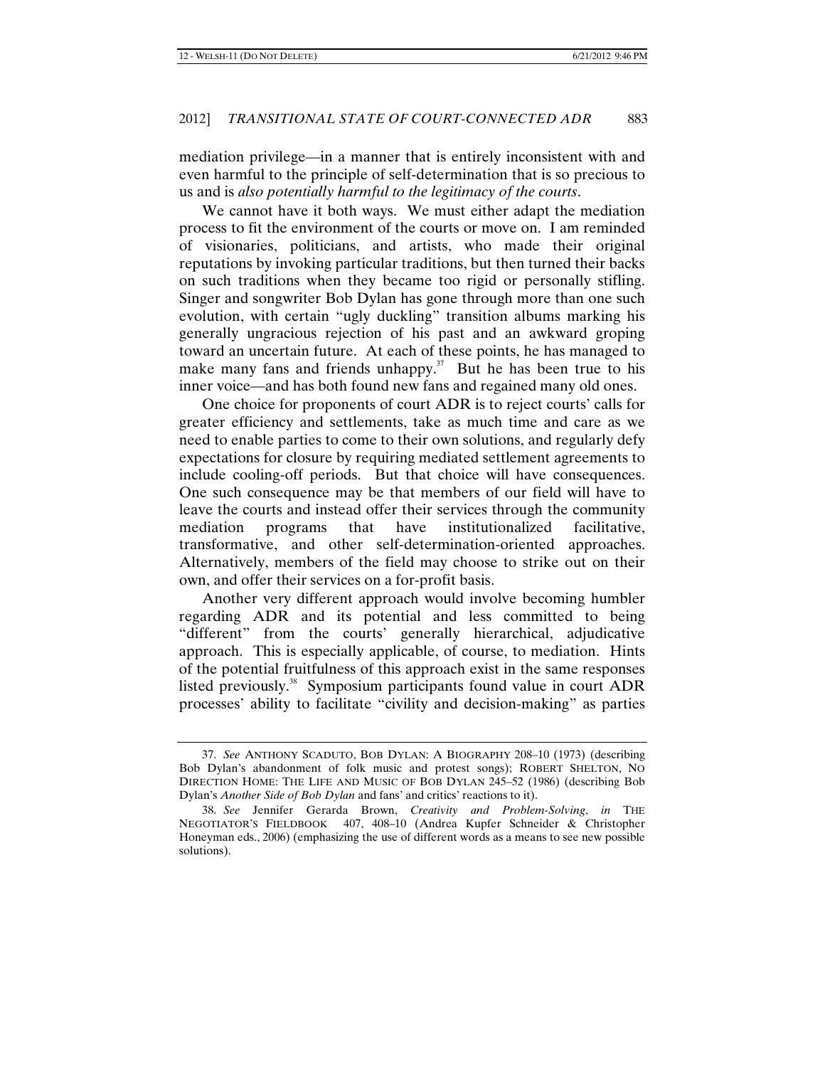mediation privilege—in a manner that is entirely inconsistent with and even harmful to the principle of self-determination that is so precious to us and is *also potentially harmful to the legitimacy of the courts*.

We cannot have it both ways. We must either adapt the mediation process to fit the environment of the courts or move on. I am reminded of visionaries, politicians, and artists, who made their original reputations by invoking particular traditions, but then turned their backs on such traditions when they became too rigid or personally stifling. Singer and songwriter Bob Dylan has gone through more than one such evolution, with certain "ugly duckling" transition albums marking his generally ungracious rejection of his past and an awkward groping toward an uncertain future. At each of these points, he has managed to make many fans and friends unhappy.[37] But he has been true to his inner voice—and has both found new fans and regained many old ones.

One choice for proponents of court ADR is to reject courts' calls for greater efficiency and settlements, take as much time and care as we need to enable parties to come to their own solutions, and regularly defy expectations for closure by requiring mediated settlement agreements to include cooling-off periods. But that choice will have consequences. One such consequence may be that members of our field will have to leave the courts and instead offer their services through the community mediation programs that have institutionalized facilitative, transformative, and other self-determination-oriented approaches. Alternatively, members of the field may choose to strike out on their own, and offer their services on a for-profit basis.

Another very different approach would involve becoming humbler regarding ADR and its potential and less committed to being "different" from the courts' generally hierarchical, adjudicative approach. This is especially applicable, of course, to mediation. Hints of the potential fruitfulness of this approach exist in the same responses listed previously.[38] Symposium participants found value in court ADR processes' ability to facilitate "civility and decision-making" as parties

---

37. *See* ANTHONY SCADUTO, BOB DYLAN: A BIOGRAPHY 208–10 (1973) (describing Bob Dylan's abandonment of folk music and protest songs); ROBERT SHELTON, NO DIRECTION HOME: THE LIFE AND MUSIC OF BOB DYLAN 245–52 (1986) (describing Bob Dylan's *Another Side of Bob Dylan* and fans' and critics' reactions to it).

38. *See* Jennifer Gerarda Brown, *Creativity and Problem-Solving*, *in* THE NEGOTIATOR'S FIELDBOOK 407, 408–10 (Andrea Kupfer Schneider & Christopher Honeyman eds., 2006) (emphasizing the use of different words as a means to see new possible solutions).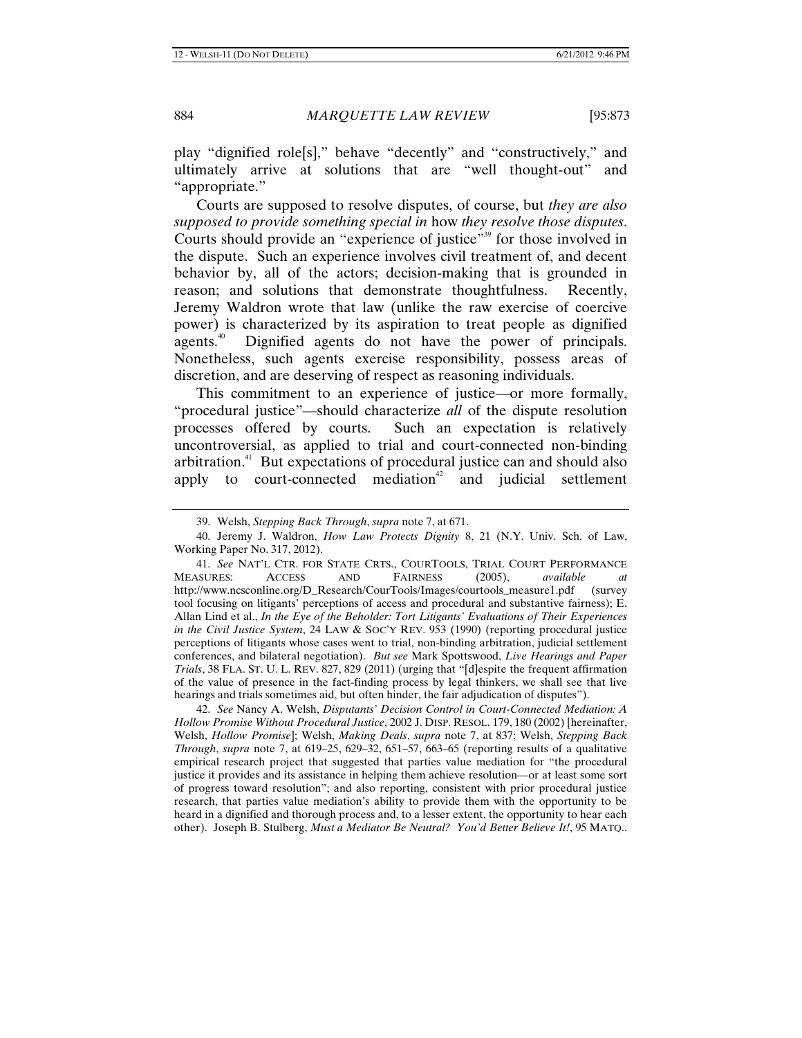play "dignified role[s]," behave "decently" and "constructively," and ultimately arrive at solutions that are "well thought-out" and "appropriate."

Courts are supposed to resolve disputes, of course, but *they are also supposed to provide something special in* how *they resolve those disputes*. Courts should provide an "experience of justice"[39] for those involved in the dispute. Such an experience involves civil treatment of, and decent behavior by, all of the actors; decision-making that is grounded in reason; and solutions that demonstrate thoughtfulness. Recently, Jeremy Waldron wrote that law (unlike the raw exercise of coercive power) is characterized by its aspiration to treat people as dignified agents.[40] Dignified agents do not have the power of principals. Nonetheless, such agents exercise responsibility, possess areas of discretion, and are deserving of respect as reasoning individuals.

This commitment to an experience of justice—or more formally, "procedural justice"—should characterize *all* of the dispute resolution processes offered by courts. Such an expectation is relatively uncontroversial, as applied to trial and court-connected non-binding arbitration.[41] But expectations of procedural justice can and should also apply to court-connected mediation[42] and judicial settlement

---

39. Welsh, *Stepping Back Through*, *supra* note 7, at 671.

40. Jeremy J. Waldron, *How Law Protects Dignity* 8, 21 (N.Y. Univ. Sch. of Law, Working Paper No. 317, 2012).

41. *See* NAT'L CTR. FOR STATE CRTS., COURTOOLS, TRIAL COURT PERFORMANCE MEASURES: ACCESS AND FAIRNESS (2005), *available at* http://www.ncsconline.org/D_Research/CourTools/Images/courtools_measure1.pdf (survey tool focusing on litigants' perceptions of access and procedural and substantive fairness); E. Allan Lind et al., *In the Eye of the Beholder: Tort Litigants' Evaluations of Their Experiences in the Civil Justice System*, 24 LAW & SOC'Y REV. 953 (1990) (reporting procedural justice perceptions of litigants whose cases went to trial, non-binding arbitration, judicial settlement conferences, and bilateral negotiation). *But see* Mark Spottswood, *Live Hearings and Paper Trials*, 38 FLA. ST. U. L. REV. 827, 829 (2011) (urging that "[d]espite the frequent affirmation of the value of presence in the fact-finding process by legal thinkers, we shall see that live hearings and trials sometimes aid, but often hinder, the fair adjudication of disputes").

42. *See* Nancy A. Welsh, *Disputants' Decision Control in Court-Connected Mediation: A Hollow Promise Without Procedural Justice*, 2002 J. DISP. RESOL. 179, 180 (2002) [hereinafter, Welsh, *Hollow Promise*]; Welsh, *Making Deals*, *supra* note 7, at 837; Welsh, *Stepping Back Through*, *supra* note 7, at 619–25, 629–32, 651–57, 663–65 (reporting results of a qualitative empirical research project that suggested that parties value mediation for "the procedural justice it provides and its assistance in helping them achieve resolution—or at least some sort of progress toward resolution"; and also reporting, consistent with prior procedural justice research, that parties value mediation's ability to provide them with the opportunity to be heard in a dignified and thorough process and, to a lesser extent, the opportunity to hear each other). Joseph B. Stulberg, *Must a Mediator Be Neutral? You'd Better Believe It!*, 95 MARQ..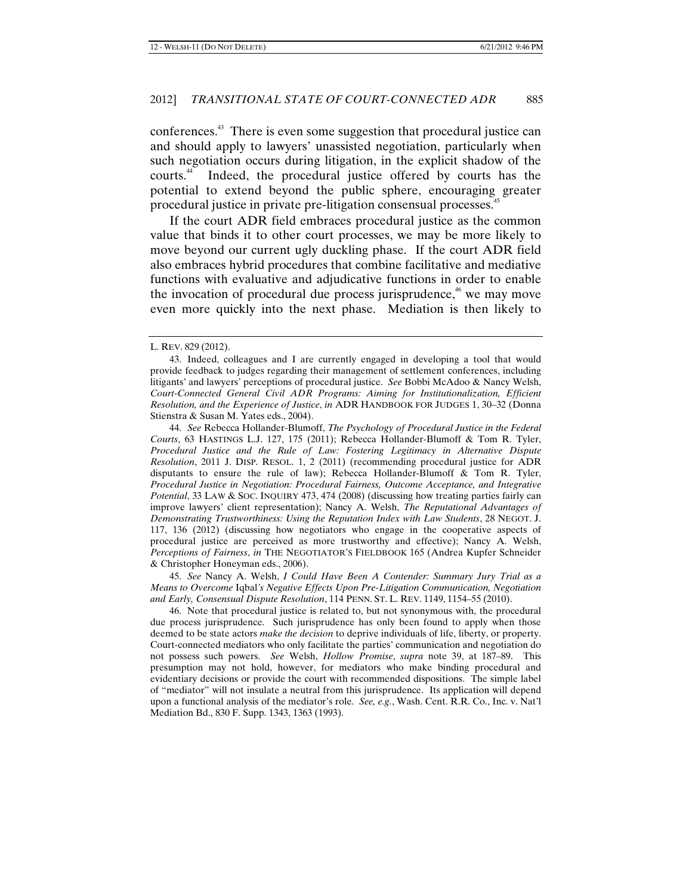conferences.[43] There is even some suggestion that procedural justice can and should apply to lawyers' unassisted negotiation, particularly when such negotiation occurs during litigation, in the explicit shadow of the courts.[44] Indeed, the procedural justice offered by courts has the potential to extend beyond the public sphere, encouraging greater procedural justice in private pre-litigation consensual processes.[45]

If the court ADR field embraces procedural justice as the common value that binds it to other court processes, we may be more likely to move beyond our current ugly duckling phase. If the court ADR field also embraces hybrid procedures that combine facilitative and mediative functions with evaluative and adjudicative functions in order to enable the invocation of procedural due process jurisprudence,[46] we may move even more quickly into the next phase. Mediation is then likely to

---

L. REV. 829 (2012).

43. Indeed, colleagues and I are currently engaged in developing a tool that would provide feedback to judges regarding their management of settlement conferences, including litigants' and lawyers' perceptions of procedural justice. *See* Bobbi McAdoo & Nancy Welsh, *Court-Connected General Civil ADR Programs: Aiming for Institutionalization, Efficient Resolution, and the Experience of Justice*, *in* ADR HANDBOOK FOR JUDGES 1, 30–32 (Donna Stienstra & Susan M. Yates eds., 2004).

44. *See* Rebecca Hollander-Blumoff, *The Psychology of Procedural Justice in the Federal Courts*, 63 HASTINGS L.J. 127, 175 (2011); Rebecca Hollander-Blumoff & Tom R. Tyler, *Procedural Justice and the Rule of Law: Fostering Legitimacy in Alternative Dispute Resolution*, 2011 J. DISP. RESOL. 1, 2 (2011) (recommending procedural justice for ADR disputants to ensure the rule of law); Rebecca Hollander-Blumoff & Tom R. Tyler, *Procedural Justice in Negotiation: Procedural Fairness, Outcome Acceptance, and Integrative Potential*, 33 LAW & SOC. INQUIRY 473, 474 (2008) (discussing how treating parties fairly can improve lawyers' client representation); Nancy A. Welsh, *The Reputational Advantages of Demonstrating Trustworthiness: Using the Reputation Index with Law Students*, 28 NEGOT. J. 117, 136 (2012) (discussing how negotiators who engage in the cooperative aspects of procedural justice are perceived as more trustworthy and effective); Nancy A. Welsh, *Perceptions of Fairness*, *in* THE NEGOTIATOR'S FIELDBOOK 165 (Andrea Kupfer Schneider & Christopher Honeyman eds., 2006).

45. *See* Nancy A. Welsh, *I Could Have Been A Contender: Summary Jury Trial as a Means to Overcome* Iqbal*'s Negative Effects Upon Pre-Litigation Communication, Negotiation and Early, Consensual Dispute Resolution*, 114 PENN. ST. L. REV. 1149, 1154–55 (2010).

46. Note that procedural justice is related to, but not synonymous with, the procedural due process jurisprudence. Such jurisprudence has only been found to apply when those deemed to be state actors *make the decision* to deprive individuals of life, liberty, or property. Court-connected mediators who only facilitate the parties' communication and negotiation do not possess such powers. *See* Welsh, *Hollow Promise*, *supra* note 39, at 187–89. This presumption may not hold, however, for mediators who make binding procedural and evidentiary decisions or provide the court with recommended dispositions. The simple label of "mediator" will not insulate a neutral from this jurisprudence. Its application will depend upon a functional analysis of the mediator's role. *See, e.g.*, Wash. Cent. R.R. Co., Inc. v. Nat'l Mediation Bd., 830 F. Supp. 1343, 1363 (1993).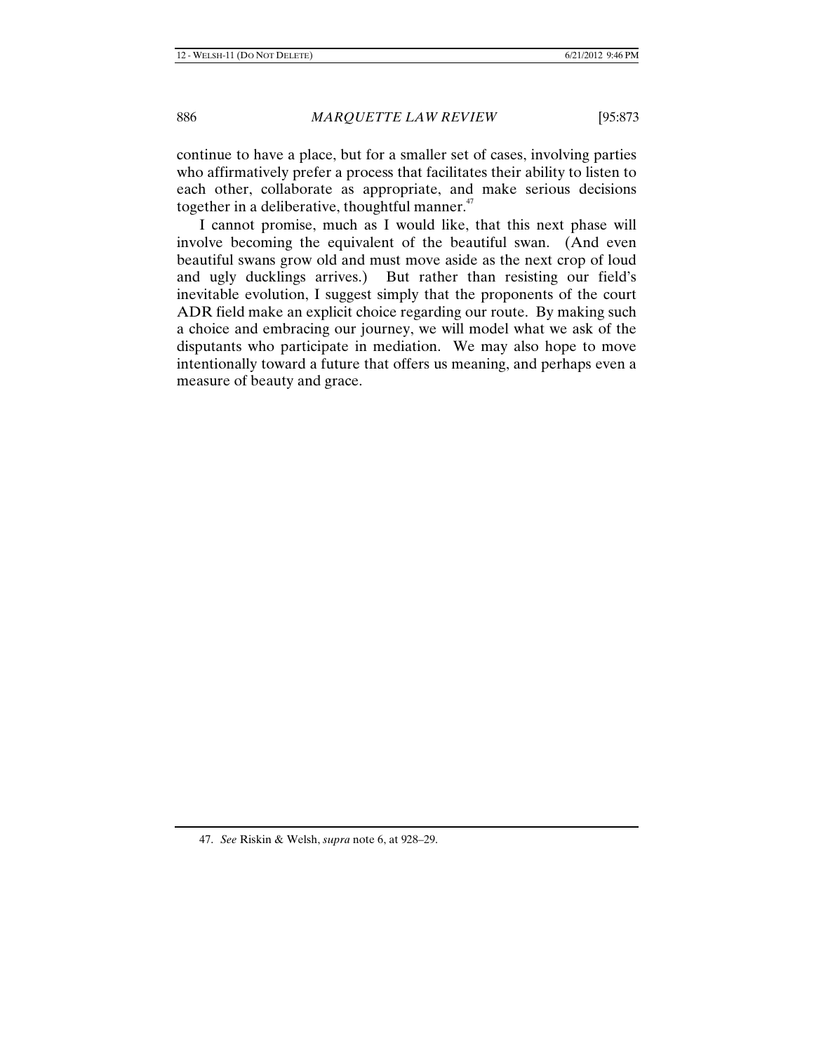continue to have a place, but for a smaller set of cases, involving parties who affirmatively prefer a process that facilitates their ability to listen to each other, collaborate as appropriate, and make serious decisions together in a deliberative, thoughtful manner.[47]

I cannot promise, much as I would like, that this next phase will involve becoming the equivalent of the beautiful swan. (And even beautiful swans grow old and must move aside as the next crop of loud and ugly ducklings arrives.) But rather than resisting our field's inevitable evolution, I suggest simply that the proponents of the court ADR field make an explicit choice regarding our route. By making such a choice and embracing our journey, we will model what we ask of the disputants who participate in mediation. We may also hope to move intentionally toward a future that offers us meaning, and perhaps even a measure of beauty and grace.

---

47. *See* Riskin & Welsh, *supra* note 6, at 928–29.